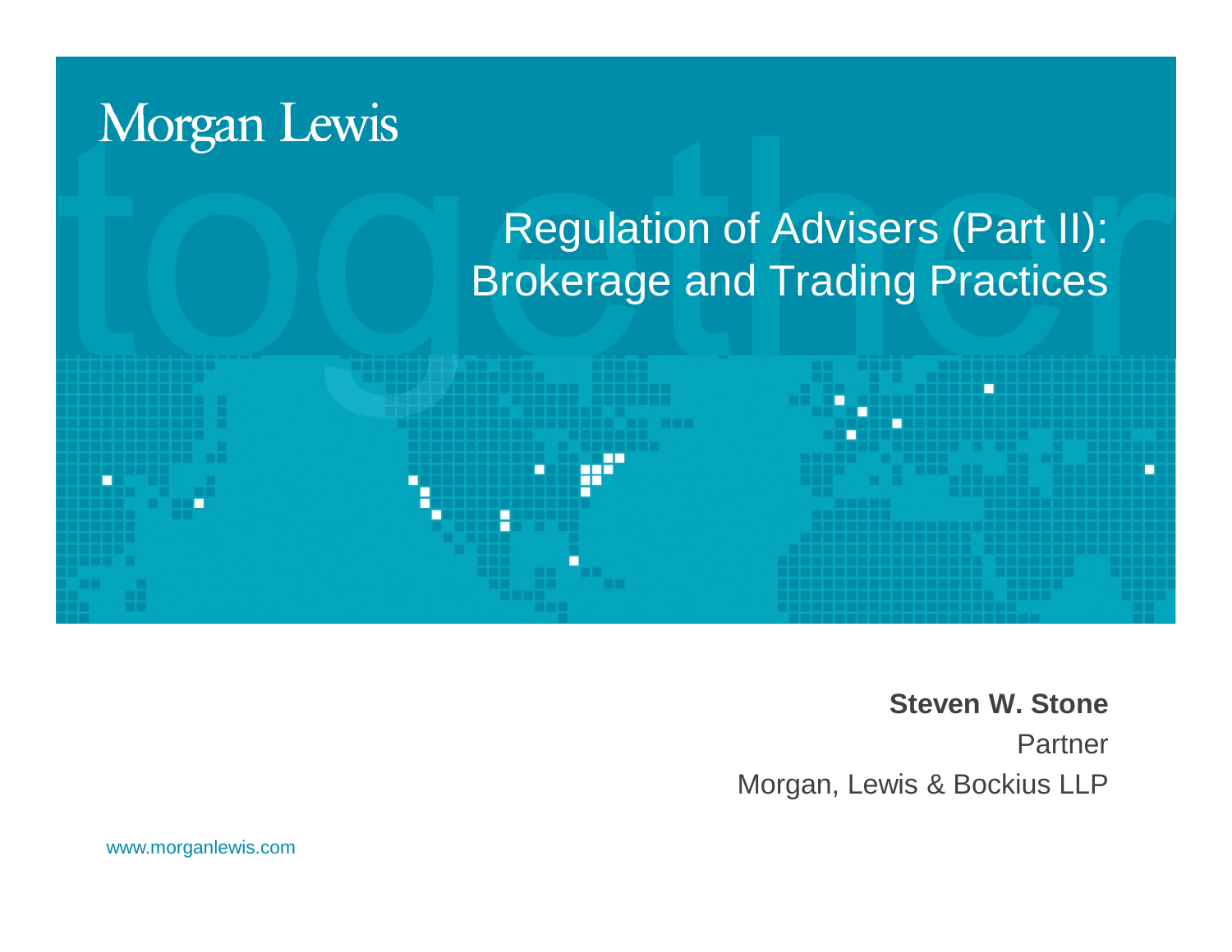Morgan Lewis

# Regulation of Advisers (Part II): Brokerage and Trading Practices

**Steven W. Stone**

Partner

Morgan, Lewis & Bockius LLP

www.morganlewis.com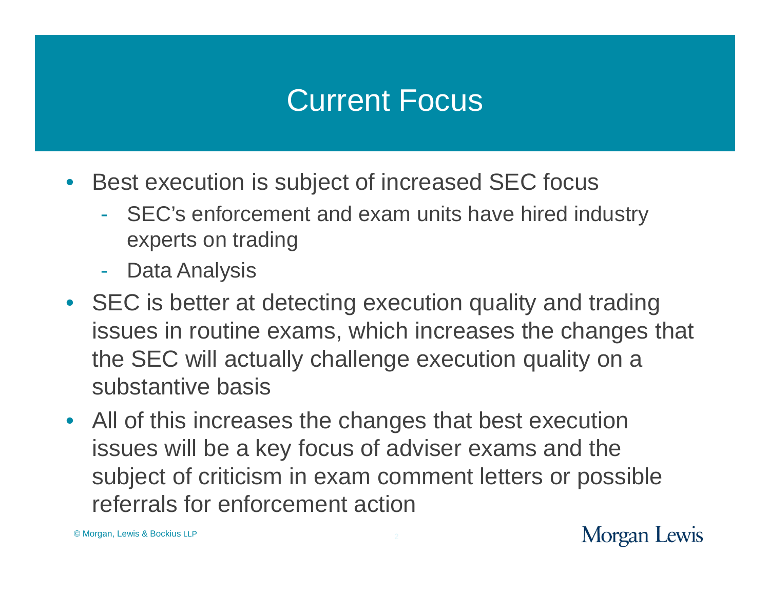# Current Focus

- Best execution is subject of increased SEC focus
  - SEC's enforcement and exam units have hired industry experts on trading
  - Data Analysis
- SEC is better at detecting execution quality and trading issues in routine exams, which increases the changes that the SEC will actually challenge execution quality on a substantive basis
- All of this increases the changes that best execution issues will be a key focus of adviser exams and the subject of criticism in exam comment letters or possible referrals for enforcement action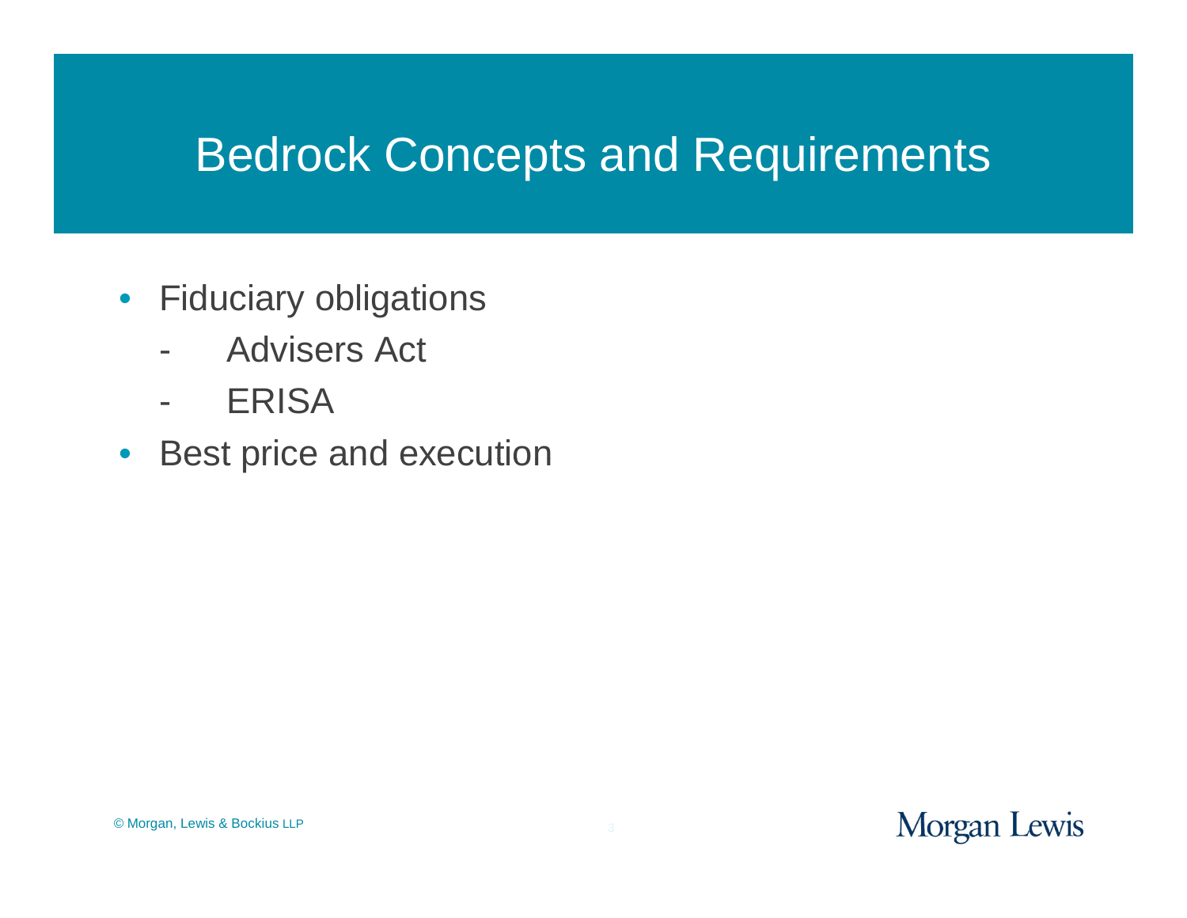# Bedrock Concepts and Requirements

- Fiduciary obligations
  - Advisers Act
  - ERISA
- Best price and execution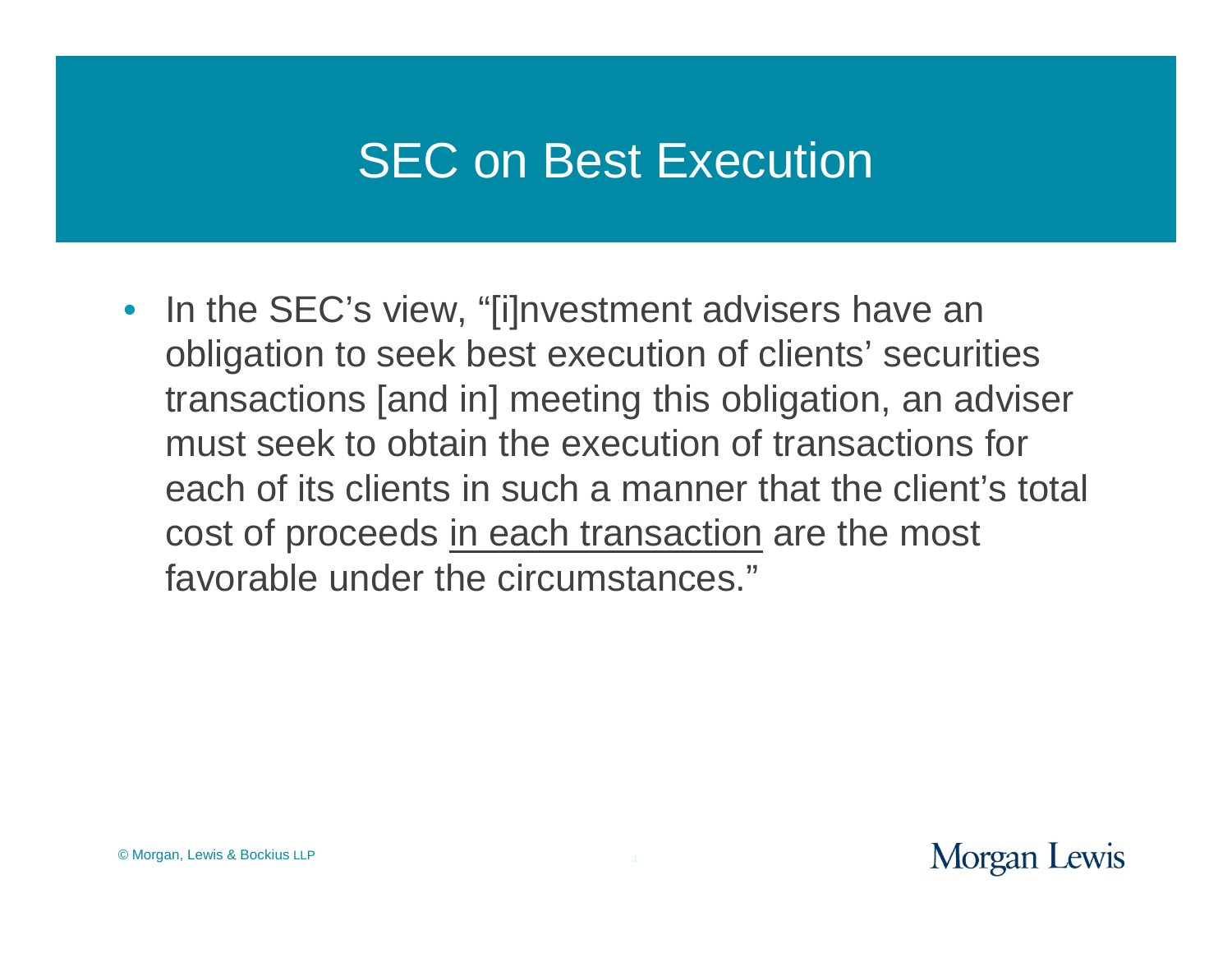# SEC on Best Execution

- In the SEC's view, "[i]nvestment advisers have an obligation to seek best execution of clients' securities transactions [and in] meeting this obligation, an adviser must seek to obtain the execution of transactions for each of its clients in such a manner that the client's total cost of proceeds <u>in each transaction</u> are the most favorable under the circumstances."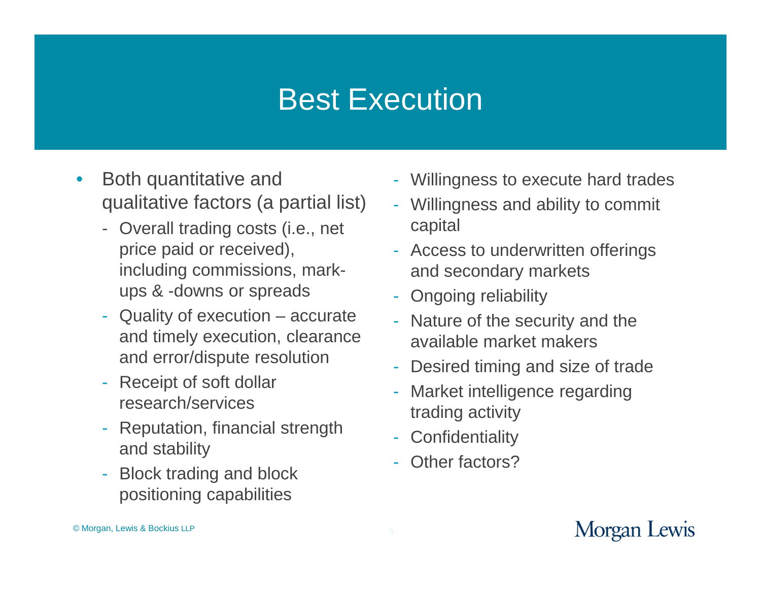# Best Execution

- Both quantitative and qualitative factors (a partial list)
  - Overall trading costs (i.e., net price paid or received), including commissions, mark-ups & -downs or spreads
  - Quality of execution – accurate and timely execution, clearance and error/dispute resolution
  - Receipt of soft dollar research/services
  - Reputation, financial strength and stability
  - Block trading and block positioning capabilities
  - Willingness to execute hard trades
  - Willingness and ability to commit capital
  - Access to underwritten offerings and secondary markets
  - Ongoing reliability
  - Nature of the security and the available market makers
  - Desired timing and size of trade
  - Market intelligence regarding trading activity
  - Confidentiality
  - Other factors?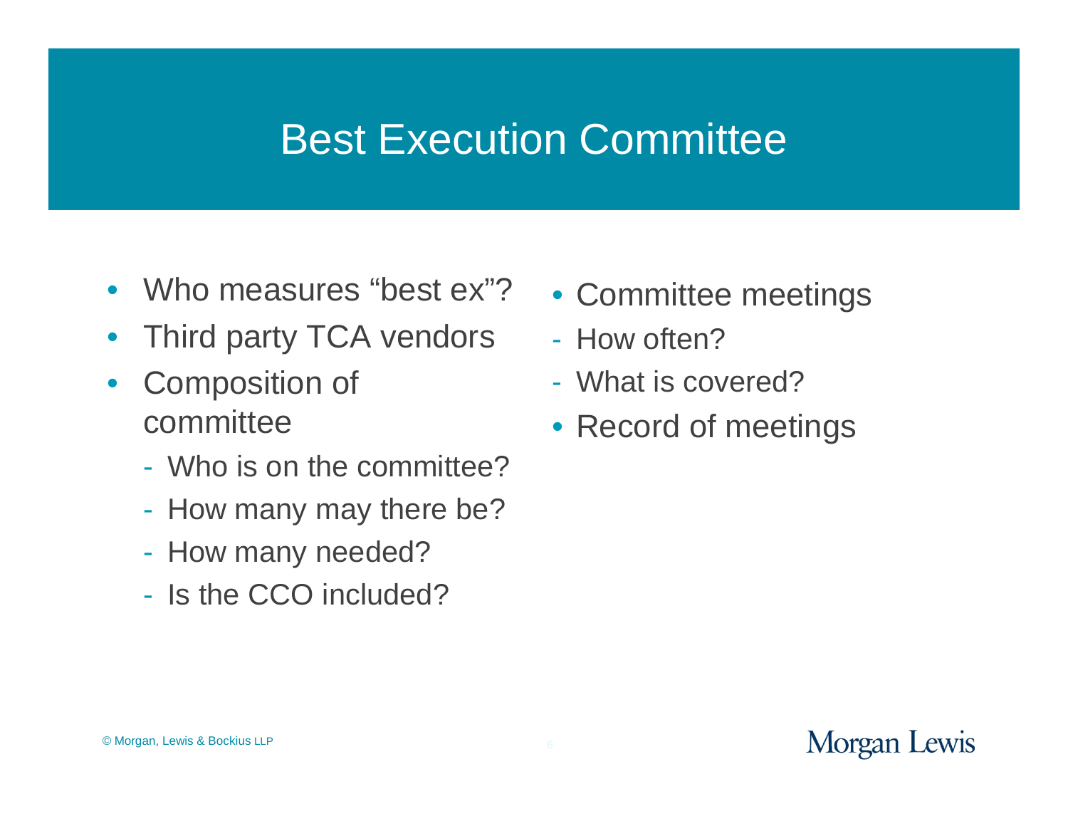# Best Execution Committee

- Who measures "best ex"?
- Third party TCA vendors
- Composition of committee
  - Who is on the committee?
  - How many may there be?
  - How many needed?
  - Is the CCO included?
- Committee meetings
  - How often?
  - What is covered?
- Record of meetings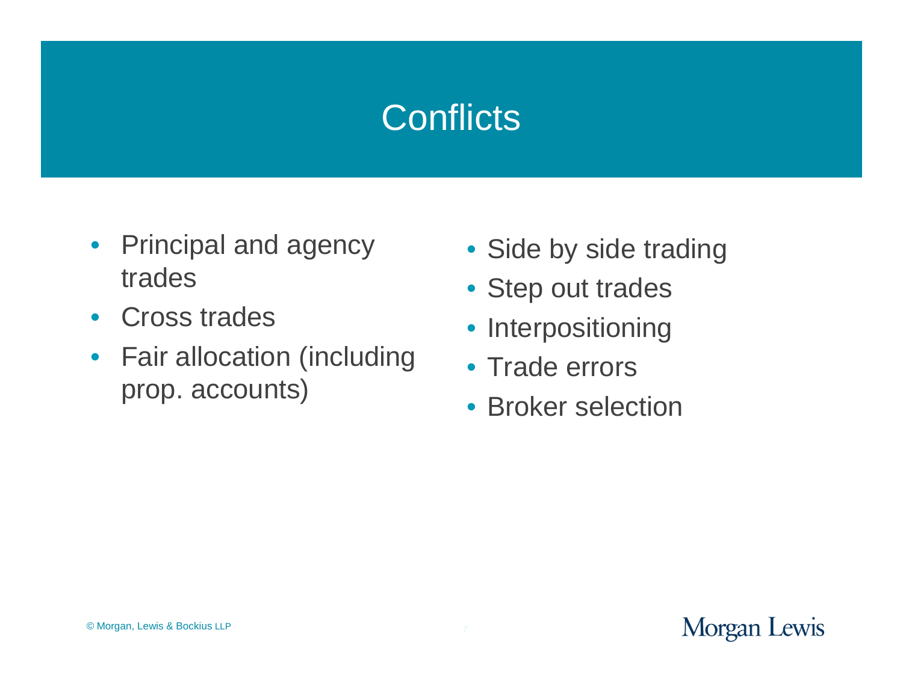# Conflicts

- Principal and agency trades
- Cross trades
- Fair allocation (including prop. accounts)
- Side by side trading
- Step out trades
- Interpositioning
- Trade errors
- Broker selection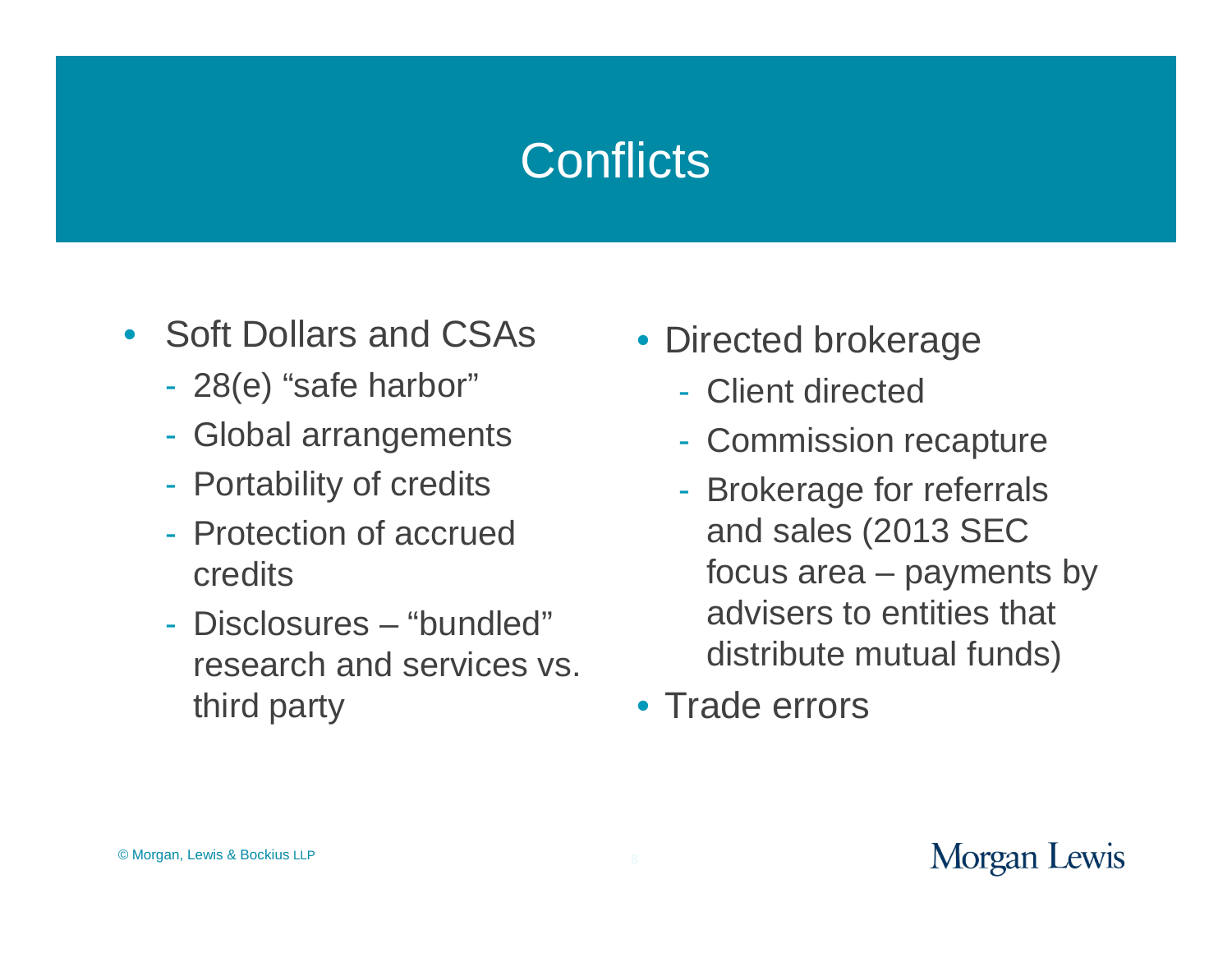# Conflicts

- Soft Dollars and CSAs
  - 28(e) “safe harbor”
  - Global arrangements
  - Portability of credits
  - Protection of accrued credits
  - Disclosures – “bundled” research and services vs. third party
- Directed brokerage
  - Client directed
  - Commission recapture
  - Brokerage for referrals and sales (2013 SEC focus area – payments by advisers to entities that distribute mutual funds)
- Trade errors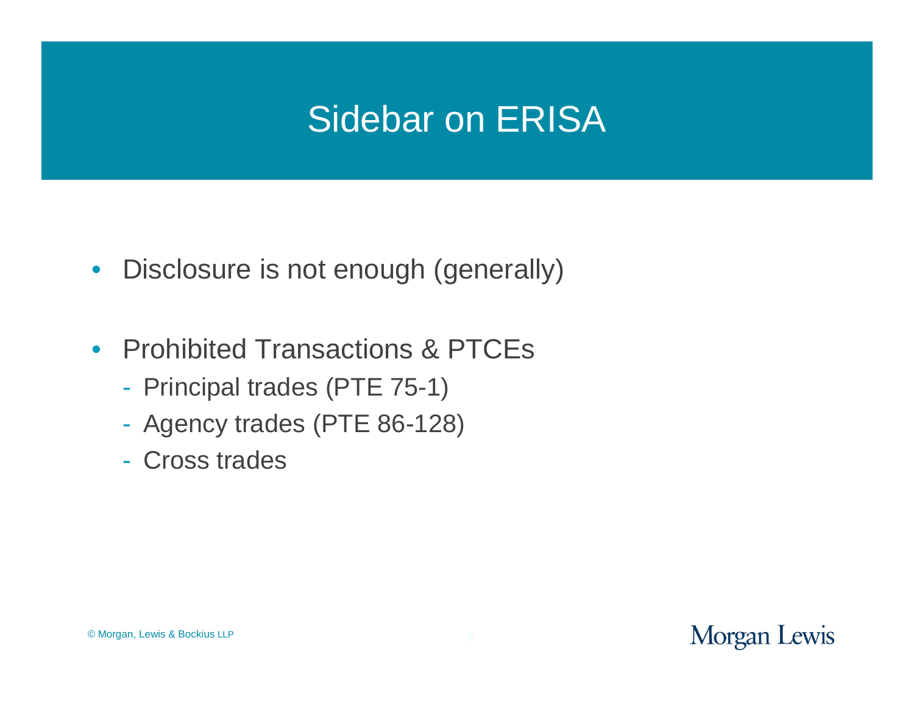# Sidebar on ERISA

- Disclosure is not enough (generally)

- Prohibited Transactions & PTCEs
  - Principal trades (PTE 75-1)
  - Agency trades (PTE 86-128)
  - Cross trades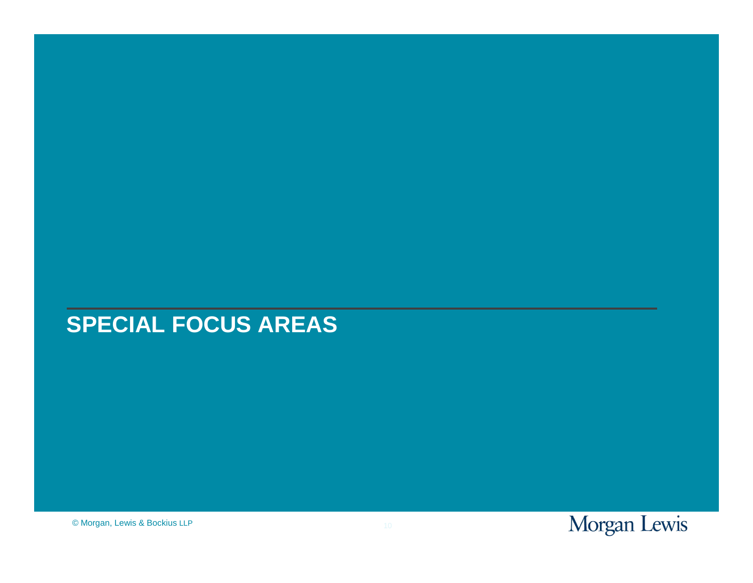# SPECIAL FOCUS AREAS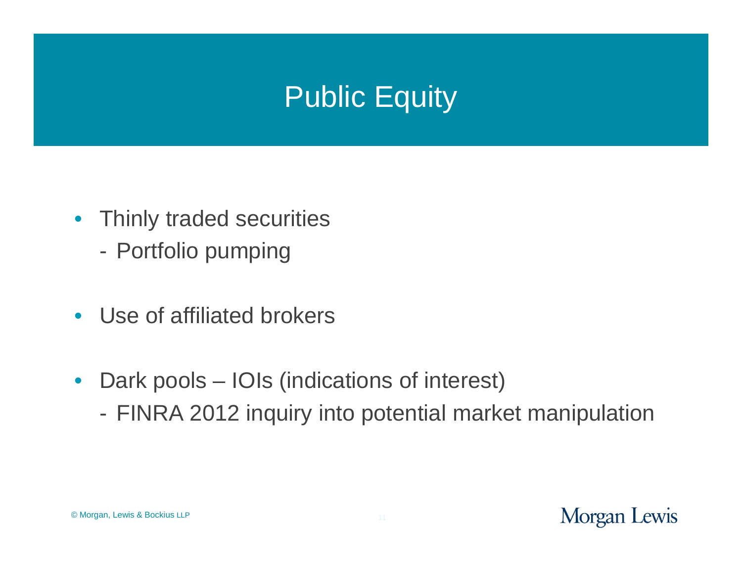# Public Equity

- Thinly traded securities
  - Portfolio pumping
- Use of affiliated brokers
- Dark pools – IOIs (indications of interest)
  - FINRA 2012 inquiry into potential market manipulation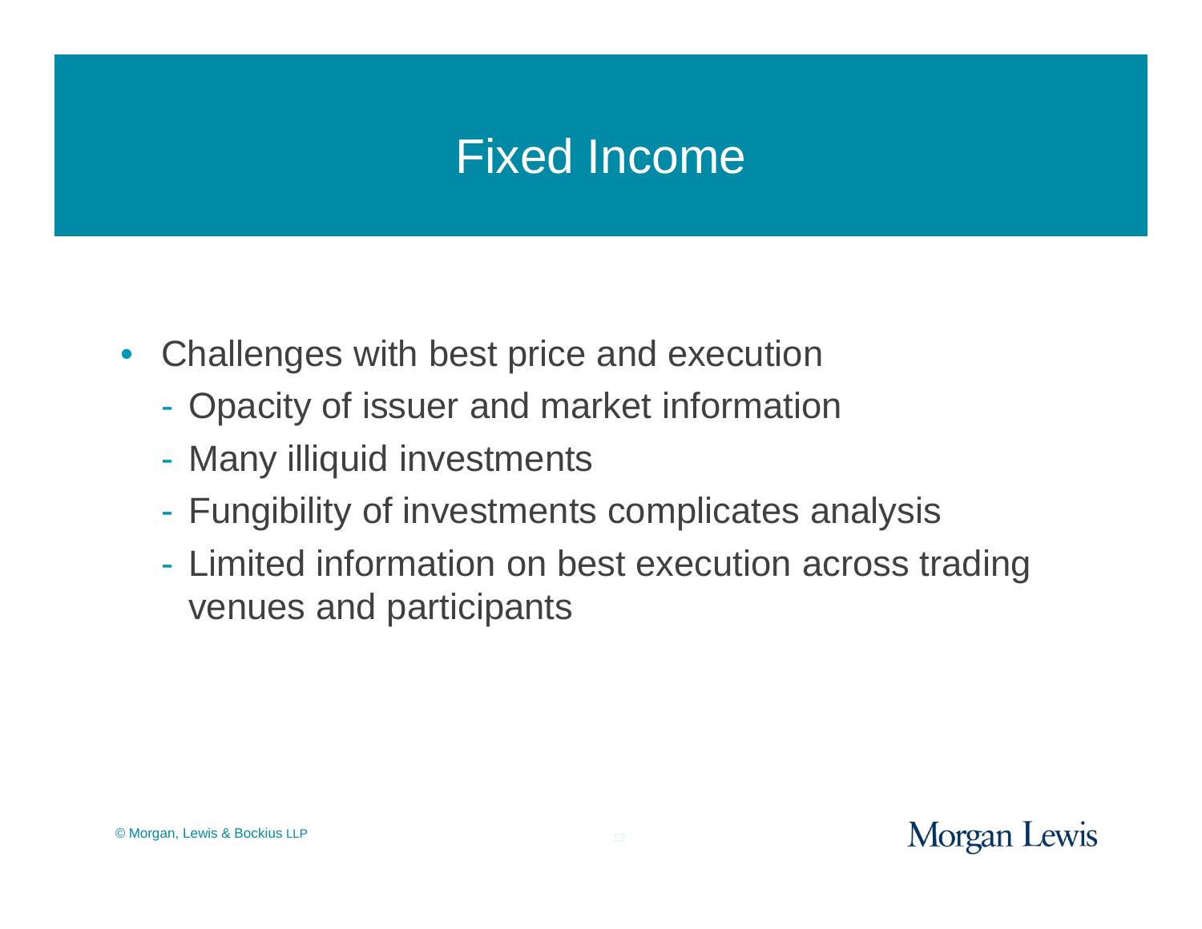# Fixed Income

- Challenges with best price and execution
  - Opacity of issuer and market information
  - Many illiquid investments
  - Fungibility of investments complicates analysis
  - Limited information on best execution across trading venues and participants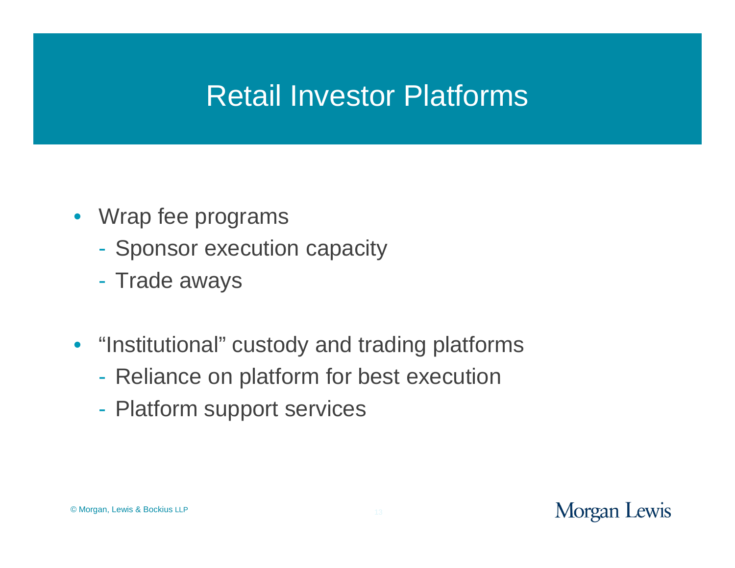# Retail Investor Platforms

- Wrap fee programs
  - Sponsor execution capacity
  - Trade aways
- "Institutional" custody and trading platforms
  - Reliance on platform for best execution
  - Platform support services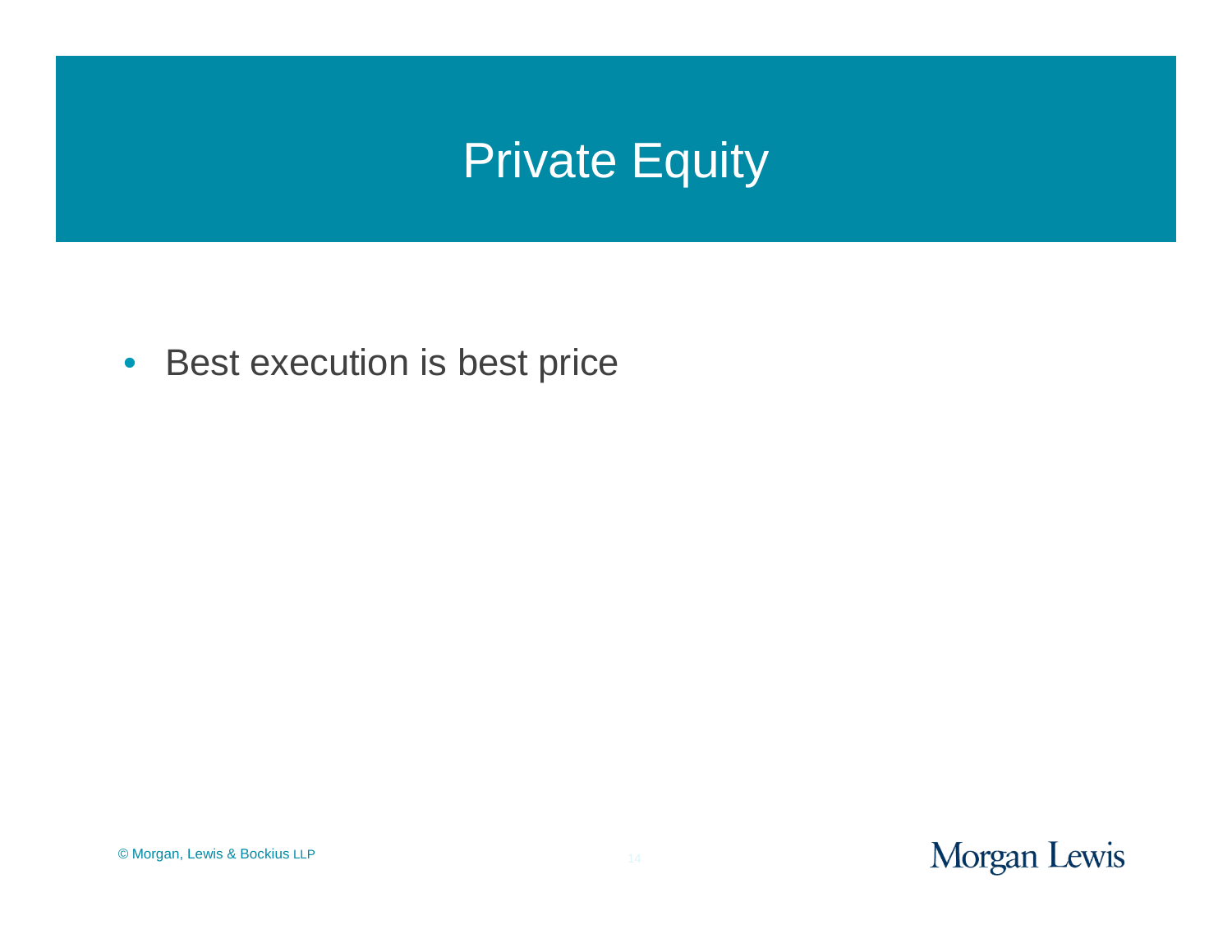# Private Equity

- Best execution is best price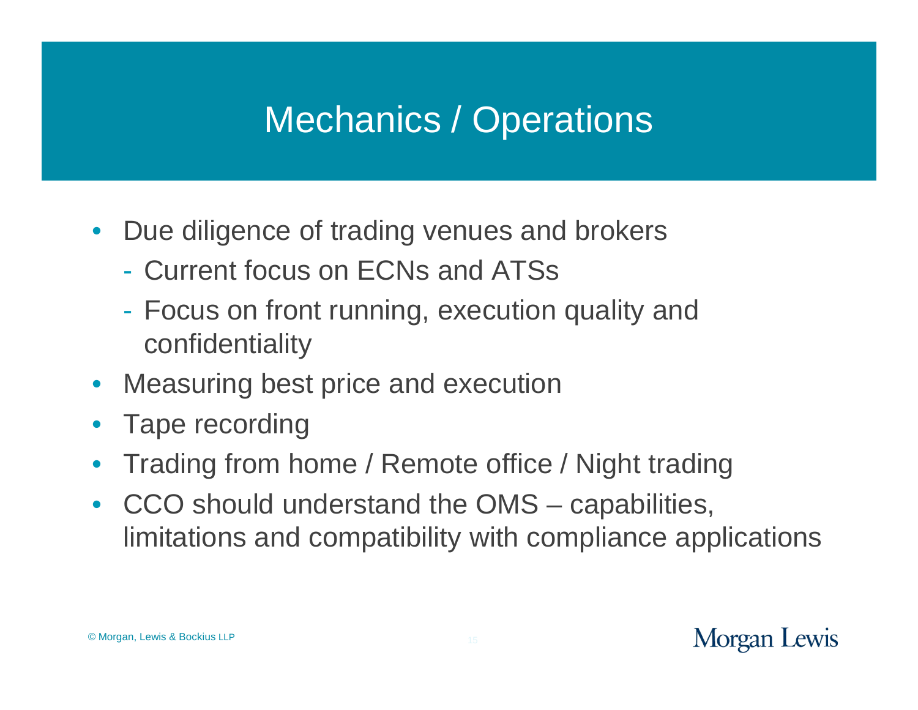# Mechanics / Operations

- Due diligence of trading venues and brokers
  - Current focus on ECNs and ATSs
  - Focus on front running, execution quality and confidentiality
- Measuring best price and execution
- Tape recording
- Trading from home / Remote office / Night trading
- CCO should understand the OMS – capabilities, limitations and compatibility with compliance applications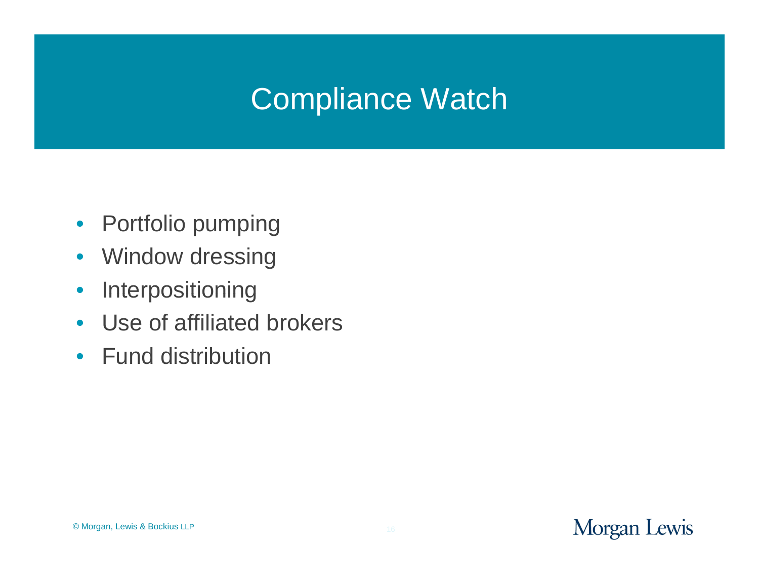# Compliance Watch

- Portfolio pumping
- Window dressing
- Interpositioning
- Use of affiliated brokers
- Fund distribution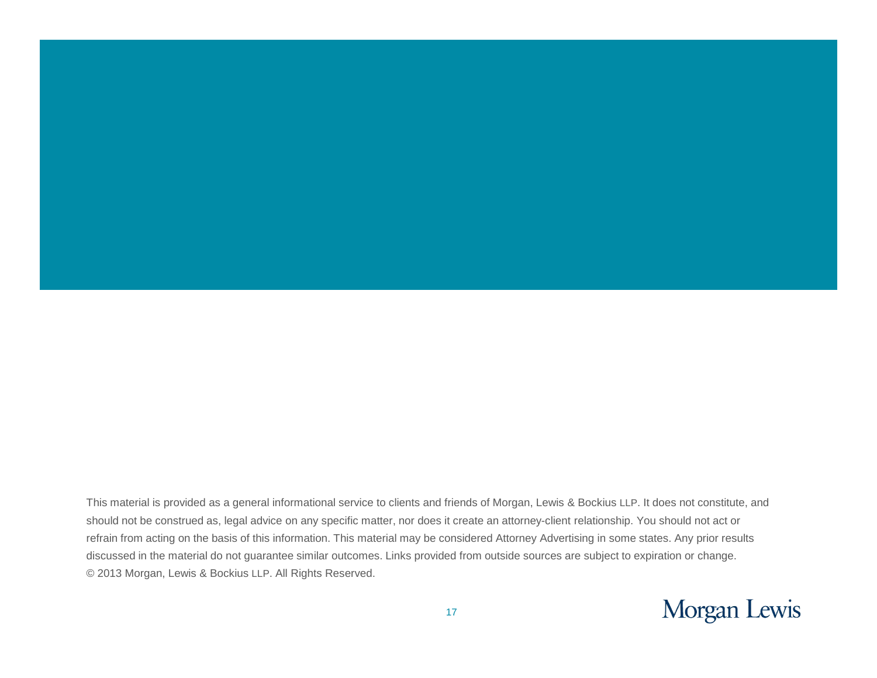This material is provided as a general informational service to clients and friends of Morgan, Lewis & Bockius LLP. It does not constitute, and should not be construed as, legal advice on any specific matter, nor does it create an attorney-client relationship. You should not act or refrain from acting on the basis of this information. This material may be considered Attorney Advertising in some states. Any prior results discussed in the material do not guarantee similar outcomes. Links provided from outside sources are subject to expiration or change. © 2013 Morgan, Lewis & Bockius LLP. All Rights Reserved.

Morgan Lewis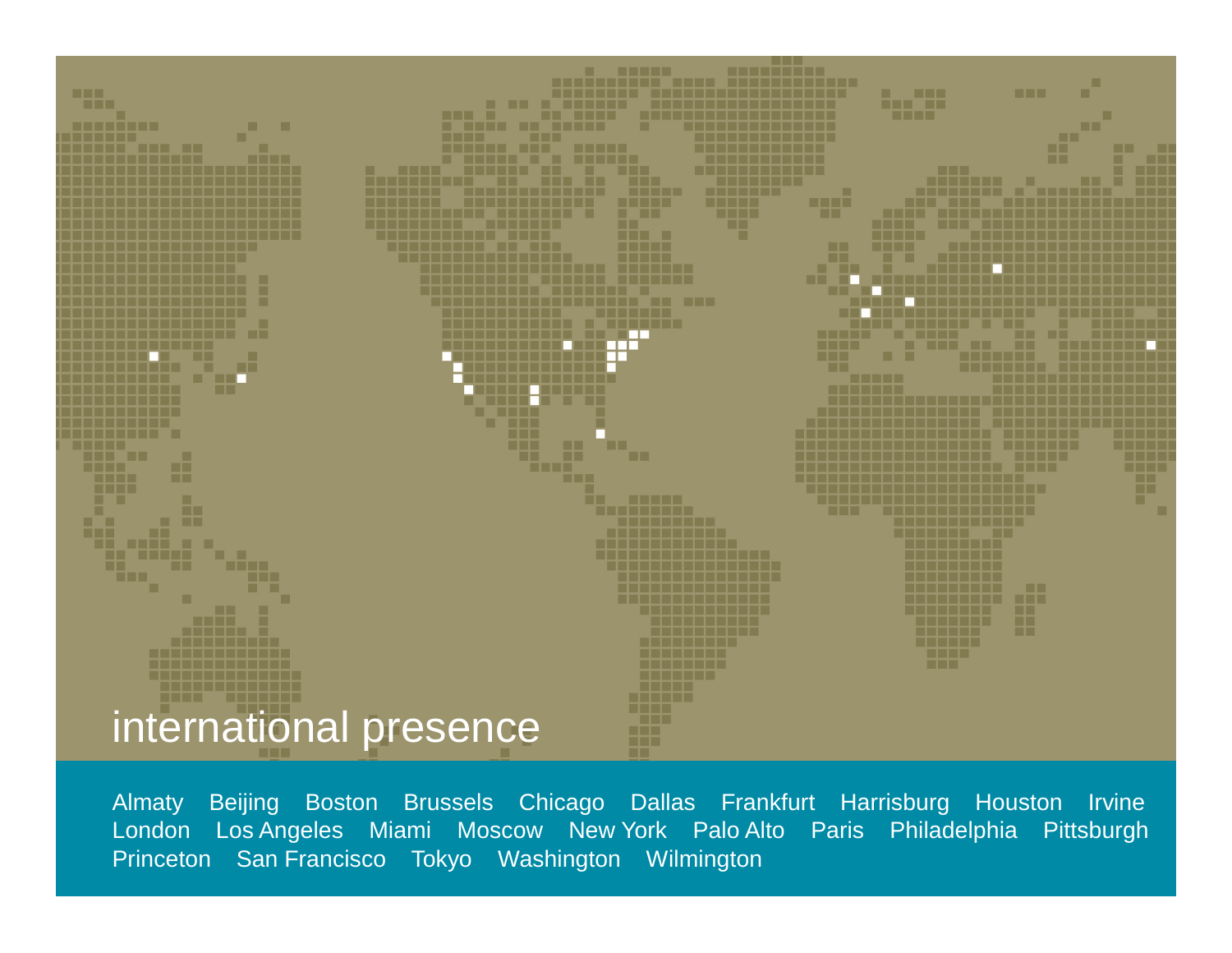# international presence

Almaty   Beijing   Boston   Brussels   Chicago   Dallas   Frankfurt   Harrisburg   Houston   Irvine
London   Los Angeles   Miami   Moscow   New York   Palo Alto   Paris   Philadelphia   Pittsburgh
Princeton   San Francisco   Tokyo   Washington   Wilmington